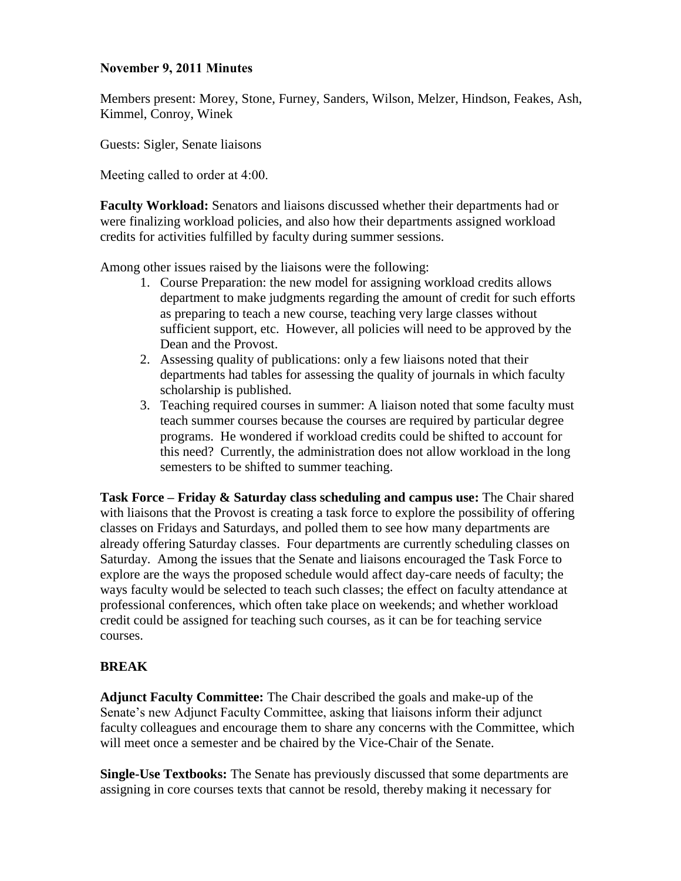**November 9, 2011 Minutes**

Members present: Morey, Stone, Furney, Sanders, Wilson, Melzer, Hindson, Feakes, Ash, Kimmel, Conroy, Winek

Guests: Sigler, Senate liaisons

Meeting called to order at 4:00.

**Faculty Workload:** Senators and liaisons discussed whether their departments had or were finalizing workload policies, and also how their departments assigned workload credits for activities fulfilled by faculty during summer sessions.

Among other issues raised by the liaisons were the following:

1. Course Preparation: the new model for assigning workload credits allows department to make judgments regarding the amount of credit for such efforts as preparing to teach a new course, teaching very large classes without sufficient support, etc. However, all policies will need to be approved by the Dean and the Provost.
2. Assessing quality of publications: only a few liaisons noted that their departments had tables for assessing the quality of journals in which faculty scholarship is published.
3. Teaching required courses in summer: A liaison noted that some faculty must teach summer courses because the courses are required by particular degree programs. He wondered if workload credits could be shifted to account for this need? Currently, the administration does not allow workload in the long semesters to be shifted to summer teaching.

**Task Force – Friday & Saturday class scheduling and campus use:** The Chair shared with liaisons that the Provost is creating a task force to explore the possibility of offering classes on Fridays and Saturdays, and polled them to see how many departments are already offering Saturday classes. Four departments are currently scheduling classes on Saturday. Among the issues that the Senate and liaisons encouraged the Task Force to explore are the ways the proposed schedule would affect day-care needs of faculty; the ways faculty would be selected to teach such classes; the effect on faculty attendance at professional conferences, which often take place on weekends; and whether workload credit could be assigned for teaching such courses, as it can be for teaching service courses.

**BREAK**

**Adjunct Faculty Committee:** The Chair described the goals and make-up of the Senate's new Adjunct Faculty Committee, asking that liaisons inform their adjunct faculty colleagues and encourage them to share any concerns with the Committee, which will meet once a semester and be chaired by the Vice-Chair of the Senate.

**Single-Use Textbooks:** The Senate has previously discussed that some departments are assigning in core courses texts that cannot be resold, thereby making it necessary for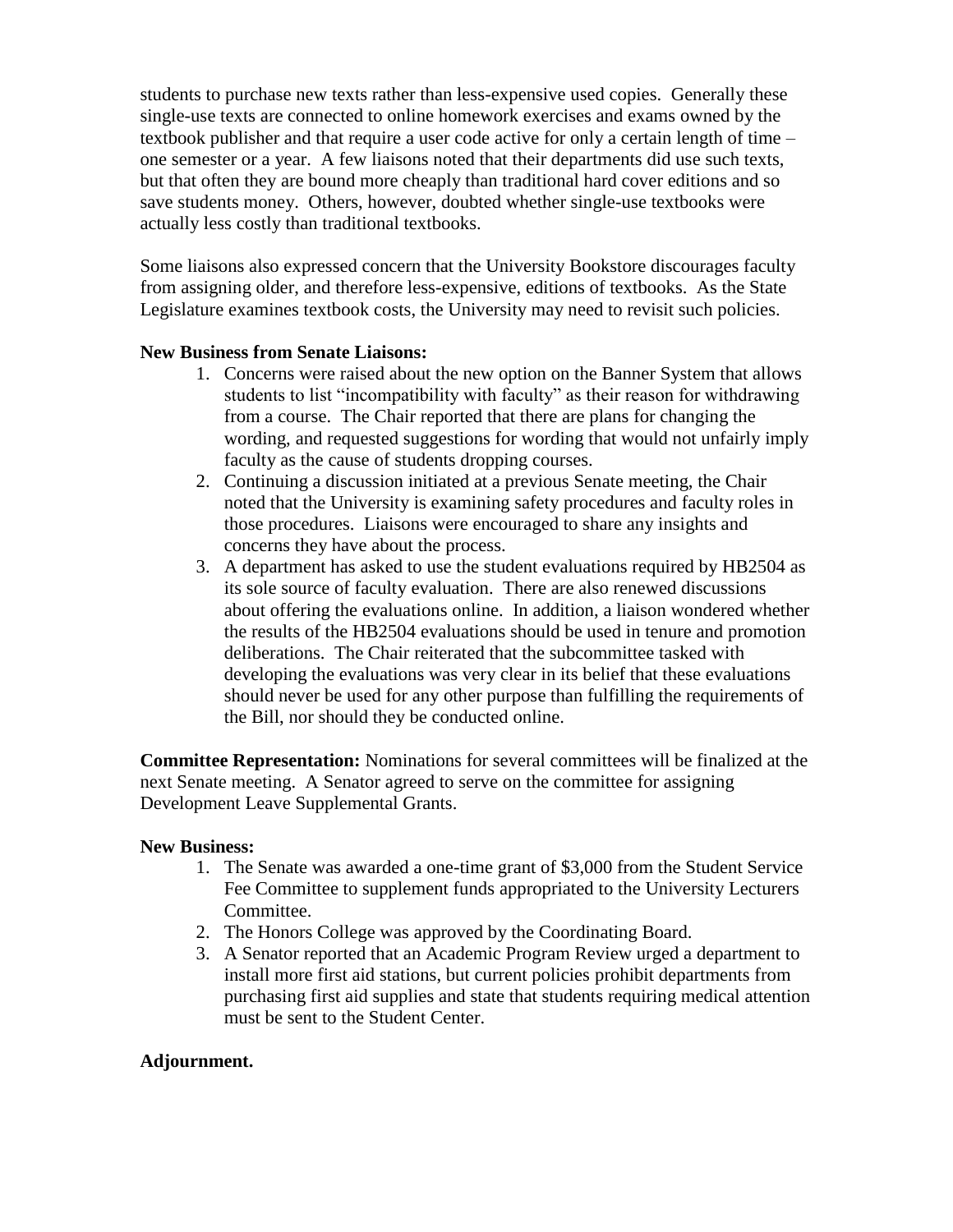students to purchase new texts rather than less-expensive used copies. Generally these single-use texts are connected to online homework exercises and exams owned by the textbook publisher and that require a user code active for only a certain length of time – one semester or a year. A few liaisons noted that their departments did use such texts, but that often they are bound more cheaply than traditional hard cover editions and so save students money. Others, however, doubted whether single-use textbooks were actually less costly than traditional textbooks.

Some liaisons also expressed concern that the University Bookstore discourages faculty from assigning older, and therefore less-expensive, editions of textbooks. As the State Legislature examines textbook costs, the University may need to revisit such policies.

**New Business from Senate Liaisons:**

1. Concerns were raised about the new option on the Banner System that allows students to list "incompatibility with faculty" as their reason for withdrawing from a course. The Chair reported that there are plans for changing the wording, and requested suggestions for wording that would not unfairly imply faculty as the cause of students dropping courses.
2. Continuing a discussion initiated at a previous Senate meeting, the Chair noted that the University is examining safety procedures and faculty roles in those procedures. Liaisons were encouraged to share any insights and concerns they have about the process.
3. A department has asked to use the student evaluations required by HB2504 as its sole source of faculty evaluation. There are also renewed discussions about offering the evaluations online. In addition, a liaison wondered whether the results of the HB2504 evaluations should be used in tenure and promotion deliberations. The Chair reiterated that the subcommittee tasked with developing the evaluations was very clear in its belief that these evaluations should never be used for any other purpose than fulfilling the requirements of the Bill, nor should they be conducted online.

**Committee Representation:** Nominations for several committees will be finalized at the next Senate meeting. A Senator agreed to serve on the committee for assigning Development Leave Supplemental Grants.

**New Business:**

1. The Senate was awarded a one-time grant of $3,000 from the Student Service Fee Committee to supplement funds appropriated to the University Lecturers Committee.
2. The Honors College was approved by the Coordinating Board.
3. A Senator reported that an Academic Program Review urged a department to install more first aid stations, but current policies prohibit departments from purchasing first aid supplies and state that students requiring medical attention must be sent to the Student Center.

**Adjournment.**